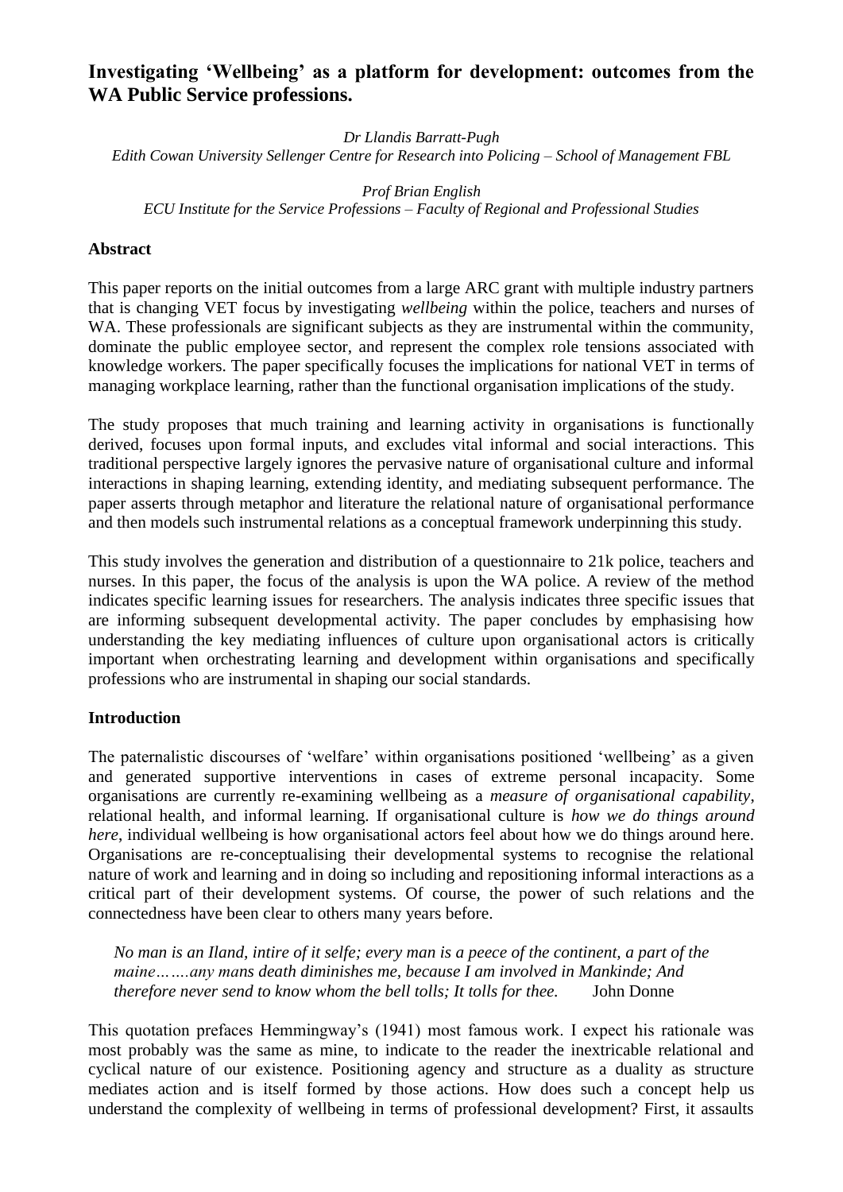# Investigating 'Wellbeing' as a platform for development: outcomes from the WA Public Service professions.

*Dr Llandis Barratt-Pugh*
*Edith Cowan University Sellenger Centre for Research into Policing – School of Management FBL*

*Prof Brian English*
*ECU Institute for the Service Professions – Faculty of Regional and Professional Studies*

## Abstract

This paper reports on the initial outcomes from a large ARC grant with multiple industry partners that is changing VET focus by investigating *wellbeing* within the police, teachers and nurses of WA. These professionals are significant subjects as they are instrumental within the community, dominate the public employee sector, and represent the complex role tensions associated with knowledge workers. The paper specifically focuses the implications for national VET in terms of managing workplace learning, rather than the functional organisation implications of the study.

The study proposes that much training and learning activity in organisations is functionally derived, focuses upon formal inputs, and excludes vital informal and social interactions. This traditional perspective largely ignores the pervasive nature of organisational culture and informal interactions in shaping learning, extending identity, and mediating subsequent performance. The paper asserts through metaphor and literature the relational nature of organisational performance and then models such instrumental relations as a conceptual framework underpinning this study.

This study involves the generation and distribution of a questionnaire to 21k police, teachers and nurses. In this paper, the focus of the analysis is upon the WA police. A review of the method indicates specific learning issues for researchers. The analysis indicates three specific issues that are informing subsequent developmental activity. The paper concludes by emphasising how understanding the key mediating influences of culture upon organisational actors is critically important when orchestrating learning and development within organisations and specifically professions who are instrumental in shaping our social standards.

## Introduction

The paternalistic discourses of 'welfare' within organisations positioned 'wellbeing' as a given and generated supportive interventions in cases of extreme personal incapacity. Some organisations are currently re-examining wellbeing as a *measure of organisational capability*, relational health, and informal learning. If organisational culture is *how we do things around here*, individual wellbeing is how organisational actors feel about how we do things around here. Organisations are re-conceptualising their developmental systems to recognise the relational nature of work and learning and in doing so including and repositioning informal interactions as a critical part of their development systems. Of course, the power of such relations and the connectedness have been clear to others many years before.

> *No man is an Iland, intire of it selfe; every man is a peece of the continent, a part of the maine…….any mans death diminishes me, because I am involved in Mankinde; And therefore never send to know whom the bell tolls; It tolls for thee.* John Donne

This quotation prefaces Hemmingway's (1941) most famous work. I expect his rationale was most probably was the same as mine, to indicate to the reader the inextricable relational and cyclical nature of our existence. Positioning agency and structure as a duality as structure mediates action and is itself formed by those actions. How does such a concept help us understand the complexity of wellbeing in terms of professional development? First, it assaults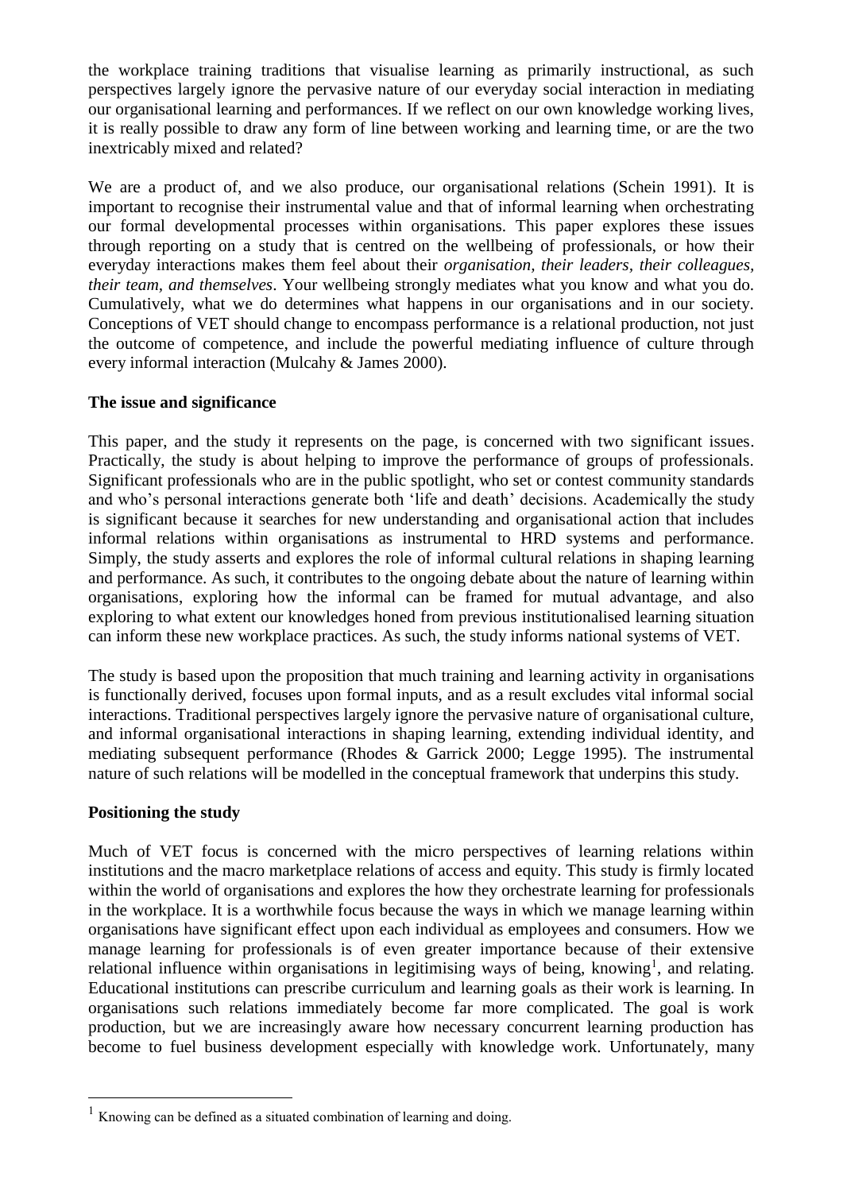the workplace training traditions that visualise learning as primarily instructional, as such perspectives largely ignore the pervasive nature of our everyday social interaction in mediating our organisational learning and performances. If we reflect on our own knowledge working lives, it is really possible to draw any form of line between working and learning time, or are the two inextricably mixed and related?

We are a product of, and we also produce, our organisational relations (Schein 1991). It is important to recognise their instrumental value and that of informal learning when orchestrating our formal developmental processes within organisations. This paper explores these issues through reporting on a study that is centred on the wellbeing of professionals, or how their everyday interactions makes them feel about their *organisation, their leaders, their colleagues, their team, and themselves*. Your wellbeing strongly mediates what you know and what you do. Cumulatively, what we do determines what happens in our organisations and in our society. Conceptions of VET should change to encompass performance is a relational production, not just the outcome of competence, and include the powerful mediating influence of culture through every informal interaction (Mulcahy & James 2000).

**The issue and significance**

This paper, and the study it represents on the page, is concerned with two significant issues. Practically, the study is about helping to improve the performance of groups of professionals. Significant professionals who are in the public spotlight, who set or contest community standards and who's personal interactions generate both 'life and death' decisions. Academically the study is significant because it searches for new understanding and organisational action that includes informal relations within organisations as instrumental to HRD systems and performance. Simply, the study asserts and explores the role of informal cultural relations in shaping learning and performance. As such, it contributes to the ongoing debate about the nature of learning within organisations, exploring how the informal can be framed for mutual advantage, and also exploring to what extent our knowledges honed from previous institutionalised learning situation can inform these new workplace practices. As such, the study informs national systems of VET.

The study is based upon the proposition that much training and learning activity in organisations is functionally derived, focuses upon formal inputs, and as a result excludes vital informal social interactions. Traditional perspectives largely ignore the pervasive nature of organisational culture, and informal organisational interactions in shaping learning, extending individual identity, and mediating subsequent performance (Rhodes & Garrick 2000; Legge 1995). The instrumental nature of such relations will be modelled in the conceptual framework that underpins this study.

**Positioning the study**

Much of VET focus is concerned with the micro perspectives of learning relations within institutions and the macro marketplace relations of access and equity. This study is firmly located within the world of organisations and explores the how they orchestrate learning for professionals in the workplace. It is a worthwhile focus because the ways in which we manage learning within organisations have significant effect upon each individual as employees and consumers. How we manage learning for professionals is of even greater importance because of their extensive relational influence within organisations in legitimising ways of being, knowing[1], and relating. Educational institutions can prescribe curriculum and learning goals as their work is learning. In organisations such relations immediately become far more complicated. The goal is work production, but we are increasingly aware how necessary concurrent learning production has become to fuel business development especially with knowledge work. Unfortunately, many

[1] Knowing can be defined as a situated combination of learning and doing.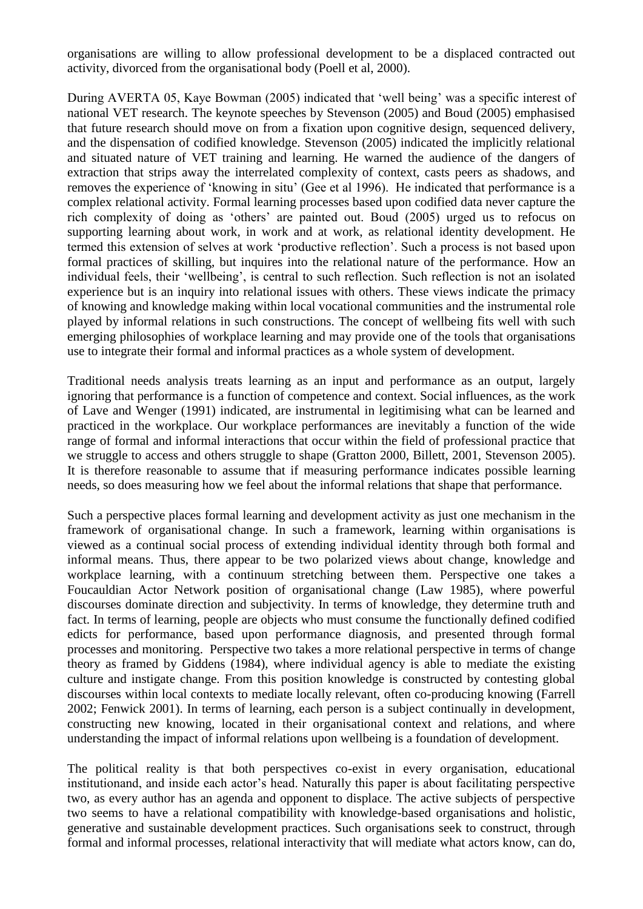organisations are willing to allow professional development to be a displaced contracted out activity, divorced from the organisational body (Poell et al, 2000).

During AVERTA 05, Kaye Bowman (2005) indicated that 'well being' was a specific interest of national VET research. The keynote speeches by Stevenson (2005) and Boud (2005) emphasised that future research should move on from a fixation upon cognitive design, sequenced delivery, and the dispensation of codified knowledge. Stevenson (2005) indicated the implicitly relational and situated nature of VET training and learning. He warned the audience of the dangers of extraction that strips away the interrelated complexity of context, casts peers as shadows, and removes the experience of 'knowing in situ' (Gee et al 1996). He indicated that performance is a complex relational activity. Formal learning processes based upon codified data never capture the rich complexity of doing as 'others' are painted out. Boud (2005) urged us to refocus on supporting learning about work, in work and at work, as relational identity development. He termed this extension of selves at work 'productive reflection'. Such a process is not based upon formal practices of skilling, but inquires into the relational nature of the performance. How an individual feels, their 'wellbeing', is central to such reflection. Such reflection is not an isolated experience but is an inquiry into relational issues with others. These views indicate the primacy of knowing and knowledge making within local vocational communities and the instrumental role played by informal relations in such constructions. The concept of wellbeing fits well with such emerging philosophies of workplace learning and may provide one of the tools that organisations use to integrate their formal and informal practices as a whole system of development.

Traditional needs analysis treats learning as an input and performance as an output, largely ignoring that performance is a function of competence and context. Social influences, as the work of Lave and Wenger (1991) indicated, are instrumental in legitimising what can be learned and practiced in the workplace. Our workplace performances are inevitably a function of the wide range of formal and informal interactions that occur within the field of professional practice that we struggle to access and others struggle to shape (Gratton 2000, Billett, 2001, Stevenson 2005). It is therefore reasonable to assume that if measuring performance indicates possible learning needs, so does measuring how we feel about the informal relations that shape that performance.

Such a perspective places formal learning and development activity as just one mechanism in the framework of organisational change. In such a framework, learning within organisations is viewed as a continual social process of extending individual identity through both formal and informal means. Thus, there appear to be two polarized views about change, knowledge and workplace learning, with a continuum stretching between them. Perspective one takes a Foucauldian Actor Network position of organisational change (Law 1985), where powerful discourses dominate direction and subjectivity. In terms of knowledge, they determine truth and fact. In terms of learning, people are objects who must consume the functionally defined codified edicts for performance, based upon performance diagnosis, and presented through formal processes and monitoring. Perspective two takes a more relational perspective in terms of change theory as framed by Giddens (1984), where individual agency is able to mediate the existing culture and instigate change. From this position knowledge is constructed by contesting global discourses within local contexts to mediate locally relevant, often co-producing knowing (Farrell 2002; Fenwick 2001). In terms of learning, each person is a subject continually in development, constructing new knowing, located in their organisational context and relations, and where understanding the impact of informal relations upon wellbeing is a foundation of development.

The political reality is that both perspectives co-exist in every organisation, educational institutionand, and inside each actor's head. Naturally this paper is about facilitating perspective two, as every author has an agenda and opponent to displace. The active subjects of perspective two seems to have a relational compatibility with knowledge-based organisations and holistic, generative and sustainable development practices. Such organisations seek to construct, through formal and informal processes, relational interactivity that will mediate what actors know, can do,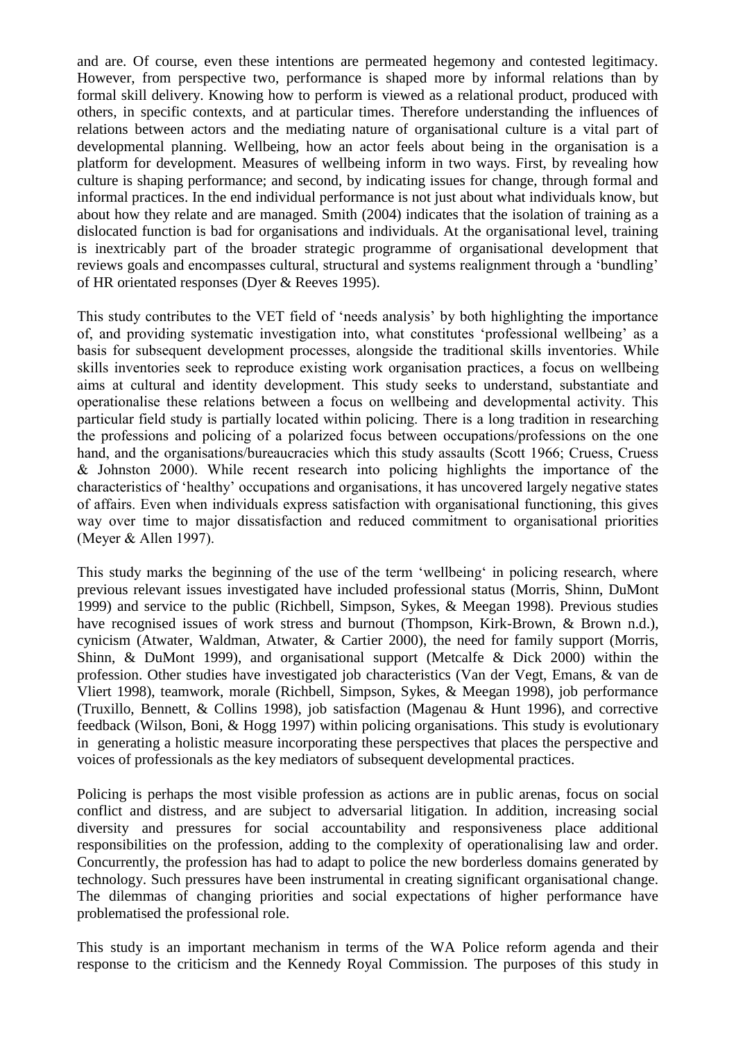and are. Of course, even these intentions are permeated hegemony and contested legitimacy. However, from perspective two, performance is shaped more by informal relations than by formal skill delivery. Knowing how to perform is viewed as a relational product, produced with others, in specific contexts, and at particular times. Therefore understanding the influences of relations between actors and the mediating nature of organisational culture is a vital part of developmental planning. Wellbeing, how an actor feels about being in the organisation is a platform for development. Measures of wellbeing inform in two ways. First, by revealing how culture is shaping performance; and second, by indicating issues for change, through formal and informal practices. In the end individual performance is not just about what individuals know, but about how they relate and are managed. Smith (2004) indicates that the isolation of training as a dislocated function is bad for organisations and individuals. At the organisational level, training is inextricably part of the broader strategic programme of organisational development that reviews goals and encompasses cultural, structural and systems realignment through a 'bundling' of HR orientated responses (Dyer & Reeves 1995).

This study contributes to the VET field of 'needs analysis' by both highlighting the importance of, and providing systematic investigation into, what constitutes 'professional wellbeing' as a basis for subsequent development processes, alongside the traditional skills inventories. While skills inventories seek to reproduce existing work organisation practices, a focus on wellbeing aims at cultural and identity development. This study seeks to understand, substantiate and operationalise these relations between a focus on wellbeing and developmental activity. This particular field study is partially located within policing. There is a long tradition in researching the professions and policing of a polarized focus between occupations/professions on the one hand, and the organisations/bureaucracies which this study assaults (Scott 1966; Cruess, Cruess & Johnston 2000). While recent research into policing highlights the importance of the characteristics of 'healthy' occupations and organisations, it has uncovered largely negative states of affairs. Even when individuals express satisfaction with organisational functioning, this gives way over time to major dissatisfaction and reduced commitment to organisational priorities (Meyer & Allen 1997).

This study marks the beginning of the use of the term 'wellbeing' in policing research, where previous relevant issues investigated have included professional status (Morris, Shinn, DuMont 1999) and service to the public (Richbell, Simpson, Sykes, & Meegan 1998). Previous studies have recognised issues of work stress and burnout (Thompson, Kirk-Brown, & Brown n.d.), cynicism (Atwater, Waldman, Atwater, & Cartier 2000), the need for family support (Morris, Shinn, & DuMont 1999), and organisational support (Metcalfe & Dick 2000) within the profession. Other studies have investigated job characteristics (Van der Vegt, Emans, & van de Vliert 1998), teamwork, morale (Richbell, Simpson, Sykes, & Meegan 1998), job performance (Truxillo, Bennett, & Collins 1998), job satisfaction (Magenau & Hunt 1996), and corrective feedback (Wilson, Boni, & Hogg 1997) within policing organisations. This study is evolutionary in generating a holistic measure incorporating these perspectives that places the perspective and voices of professionals as the key mediators of subsequent developmental practices.

Policing is perhaps the most visible profession as actions are in public arenas, focus on social conflict and distress, and are subject to adversarial litigation. In addition, increasing social diversity and pressures for social accountability and responsiveness place additional responsibilities on the profession, adding to the complexity of operationalising law and order. Concurrently, the profession has had to adapt to police the new borderless domains generated by technology. Such pressures have been instrumental in creating significant organisational change. The dilemmas of changing priorities and social expectations of higher performance have problematised the professional role.

This study is an important mechanism in terms of the WA Police reform agenda and their response to the criticism and the Kennedy Royal Commission. The purposes of this study in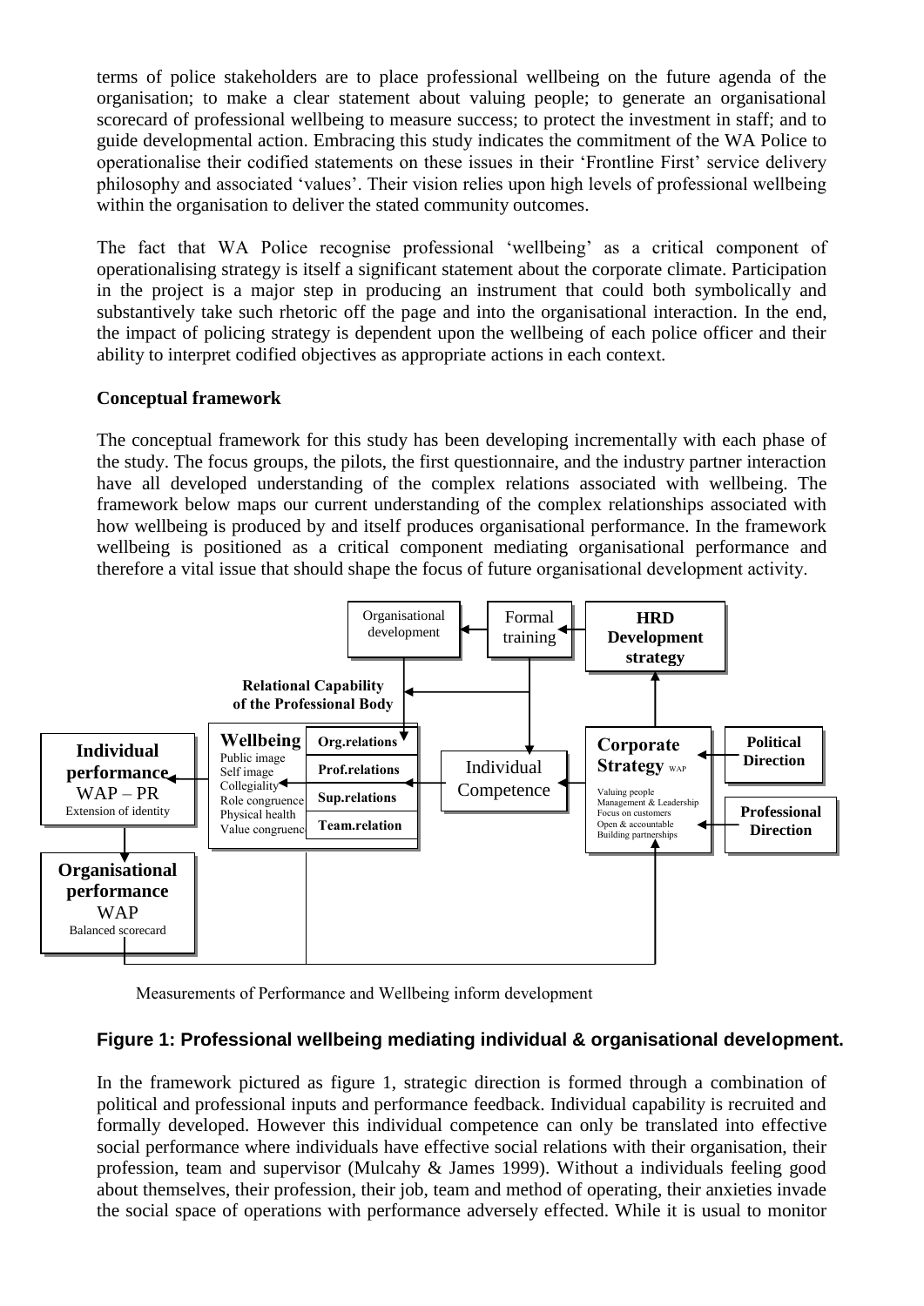terms of police stakeholders are to place professional wellbeing on the future agenda of the organisation; to make a clear statement about valuing people; to generate an organisational scorecard of professional wellbeing to measure success; to protect the investment in staff; and to guide developmental action. Embracing this study indicates the commitment of the WA Police to operationalise their codified statements on these issues in their 'Frontline First' service delivery philosophy and associated 'values'. Their vision relies upon high levels of professional wellbeing within the organisation to deliver the stated community outcomes.

The fact that WA Police recognise professional 'wellbeing' as a critical component of operationalising strategy is itself a significant statement about the corporate climate. Participation in the project is a major step in producing an instrument that could both symbolically and substantively take such rhetoric off the page and into the organisational interaction. In the end, the impact of policing strategy is dependent upon the wellbeing of each police officer and their ability to interpret codified objectives as appropriate actions in each context.

**Conceptual framework**

The conceptual framework for this study has been developing incrementally with each phase of the study. The focus groups, the pilots, the first questionnaire, and the industry partner interaction have all developed understanding of the complex relations associated with wellbeing. The framework below maps our current understanding of the complex relationships associated with how wellbeing is produced by and itself produces organisational performance. In the framework wellbeing is positioned as a critical component mediating organisational performance and therefore a vital issue that should shape the focus of future organisational development activity.

Organisational development | Formal training | **HRD Development strategy**

**Relational Capability of the Professional Body**

**Individual performance** WAP – PR Extension of identity

**Wellbeing** Public image, Self image, Collegiality, Role congruence, Physical health, Value congruence | **Org.relations** | **Prof.relations** | **Sup.relations** | **Team.relation**

Individual Competence

**Corporate Strategy** WAP: Valuing people, Management & Leadership, Focus on customers, Open & accountable, Building partnerships

**Political Direction**

**Professional Direction**

**Organisational performance** WAP Balanced scorecard

Measurements of Performance and Wellbeing inform development

**Figure 1: Professional wellbeing mediating individual & organisational development.**

In the framework pictured as figure 1, strategic direction is formed through a combination of political and professional inputs and performance feedback. Individual capability is recruited and formally developed. However this individual competence can only be translated into effective social performance where individuals have effective social relations with their organisation, their profession, team and supervisor (Mulcahy & James 1999). Without a individuals feeling good about themselves, their profession, their job, team and method of operating, their anxieties invade the social space of operations with performance adversely effected. While it is usual to monitor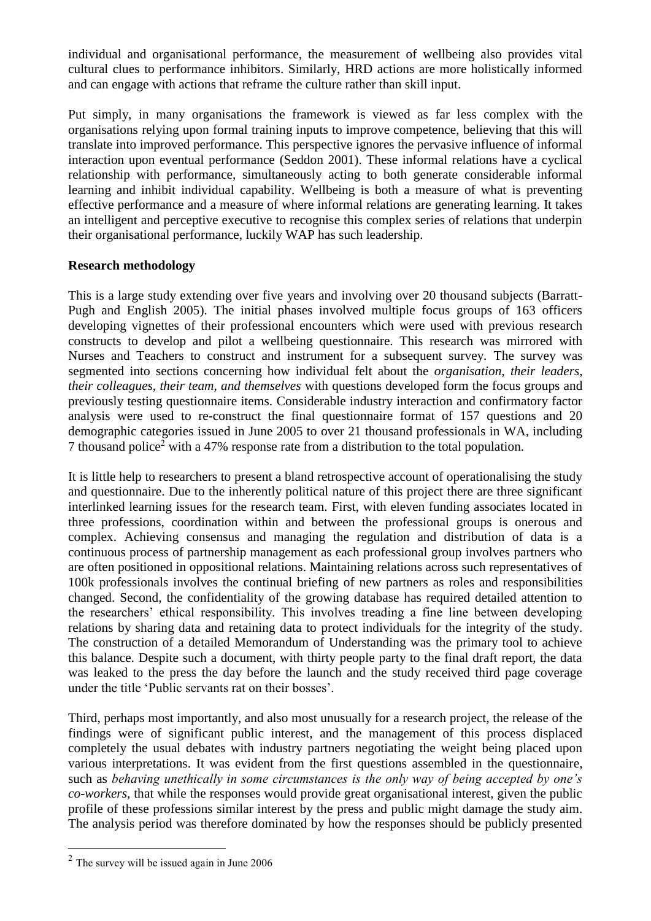individual and organisational performance, the measurement of wellbeing also provides vital cultural clues to performance inhibitors. Similarly, HRD actions are more holistically informed and can engage with actions that reframe the culture rather than skill input.

Put simply, in many organisations the framework is viewed as far less complex with the organisations relying upon formal training inputs to improve competence, believing that this will translate into improved performance. This perspective ignores the pervasive influence of informal interaction upon eventual performance (Seddon 2001). These informal relations have a cyclical relationship with performance, simultaneously acting to both generate considerable informal learning and inhibit individual capability. Wellbeing is both a measure of what is preventing effective performance and a measure of where informal relations are generating learning. It takes an intelligent and perceptive executive to recognise this complex series of relations that underpin their organisational performance, luckily WAP has such leadership.

**Research methodology**

This is a large study extending over five years and involving over 20 thousand subjects (Barratt-Pugh and English 2005). The initial phases involved multiple focus groups of 163 officers developing vignettes of their professional encounters which were used with previous research constructs to develop and pilot a wellbeing questionnaire. This research was mirrored with Nurses and Teachers to construct and instrument for a subsequent survey. The survey was segmented into sections concerning how individual felt about the *organisation, their leaders, their colleagues, their team, and themselves* with questions developed form the focus groups and previously testing questionnaire items. Considerable industry interaction and confirmatory factor analysis were used to re-construct the final questionnaire format of 157 questions and 20 demographic categories issued in June 2005 to over 21 thousand professionals in WA, including 7 thousand police[2] with a 47% response rate from a distribution to the total population.

It is little help to researchers to present a bland retrospective account of operationalising the study and questionnaire. Due to the inherently political nature of this project there are three significant interlinked learning issues for the research team. First, with eleven funding associates located in three professions, coordination within and between the professional groups is onerous and complex. Achieving consensus and managing the regulation and distribution of data is a continuous process of partnership management as each professional group involves partners who are often positioned in oppositional relations. Maintaining relations across such representatives of 100k professionals involves the continual briefing of new partners as roles and responsibilities changed. Second, the confidentiality of the growing database has required detailed attention to the researchers' ethical responsibility. This involves treading a fine line between developing relations by sharing data and retaining data to protect individuals for the integrity of the study. The construction of a detailed Memorandum of Understanding was the primary tool to achieve this balance. Despite such a document, with thirty people party to the final draft report, the data was leaked to the press the day before the launch and the study received third page coverage under the title 'Public servants rat on their bosses'.

Third, perhaps most importantly, and also most unusually for a research project, the release of the findings were of significant public interest, and the management of this process displaced completely the usual debates with industry partners negotiating the weight being placed upon various interpretations. It was evident from the first questions assembled in the questionnaire, such as *behaving unethically in some circumstances is the only way of being accepted by one's co-workers,* that while the responses would provide great organisational interest, given the public profile of these professions similar interest by the press and public might damage the study aim. The analysis period was therefore dominated by how the responses should be publicly presented

---

[2] The survey will be issued again in June 2006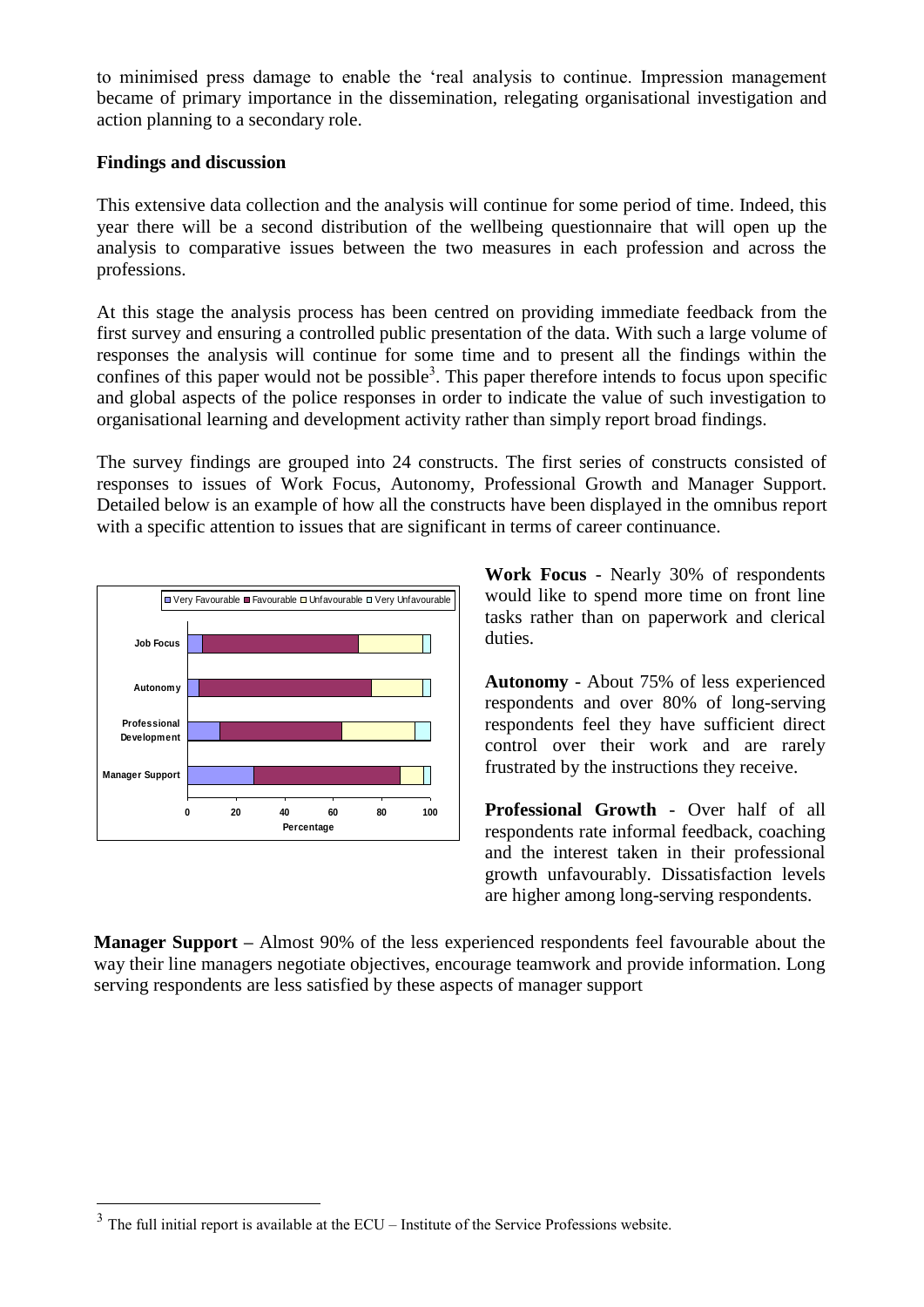to minimised press damage to enable the 'real analysis to continue. Impression management became of primary importance in the dissemination, relegating organisational investigation and action planning to a secondary role.

**Findings and discussion**

This extensive data collection and the analysis will continue for some period of time. Indeed, this year there will be a second distribution of the wellbeing questionnaire that will open up the analysis to comparative issues between the two measures in each profession and across the professions.

At this stage the analysis process has been centred on providing immediate feedback from the first survey and ensuring a controlled public presentation of the data. With such a large volume of responses the analysis will continue for some time and to present all the findings within the confines of this paper would not be possible[3]. This paper therefore intends to focus upon specific and global aspects of the police responses in order to indicate the value of such investigation to organisational learning and development activity rather than simply report broad findings.

The survey findings are grouped into 24 constructs. The first series of constructs consisted of responses to issues of Work Focus, Autonomy, Professional Growth and Manager Support. Detailed below is an example of how all the constructs have been displayed in the omnibus report with a specific attention to issues that are significant in terms of career continuance.

**Work Focus** - Nearly 30% of respondents would like to spend more time on front line tasks rather than on paperwork and clerical duties.

**Autonomy** - About 75% of less experienced respondents and over 80% of long-serving respondents feel they have sufficient direct control over their work and are rarely frustrated by the instructions they receive.

**Professional Growth** - Over half of all respondents rate informal feedback, coaching and the interest taken in their professional growth unfavourably. Dissatisfaction levels are higher among long-serving respondents.

**Manager Support** – Almost 90% of the less experienced respondents feel favourable about the way their line managers negotiate objectives, encourage teamwork and provide information. Long serving respondents are less satisfied by these aspects of manager support

[3] The full initial report is available at the ECU – Institute of the Service Professions website.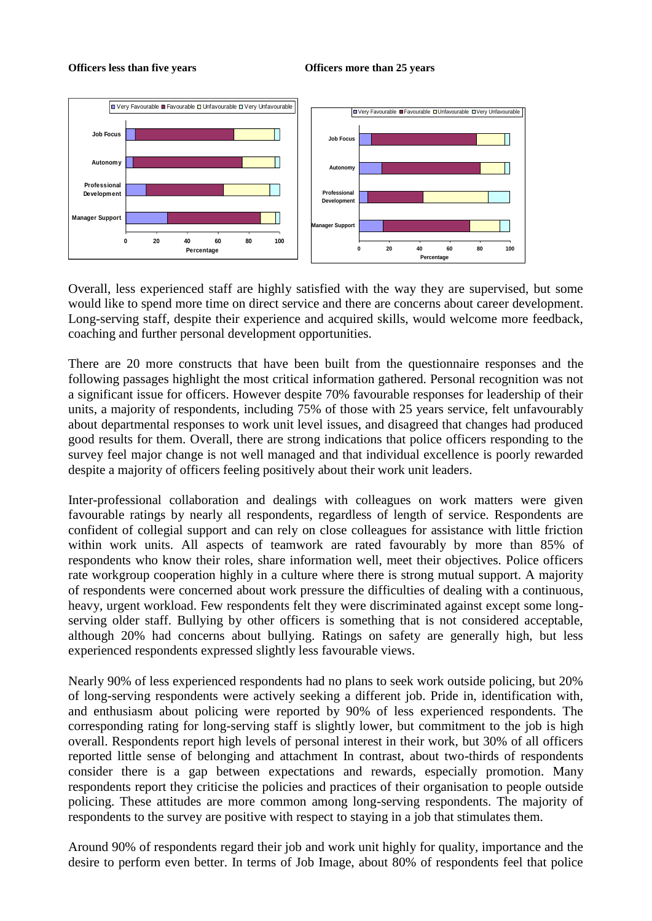**Officers less than five years** **Officers more than 25 years**

Overall, less experienced staff are highly satisfied with the way they are supervised, but some would like to spend more time on direct service and there are concerns about career development. Long-serving staff, despite their experience and acquired skills, would welcome more feedback, coaching and further personal development opportunities.

There are 20 more constructs that have been built from the questionnaire responses and the following passages highlight the most critical information gathered. Personal recognition was not a significant issue for officers. However despite 70% favourable responses for leadership of their units, a majority of respondents, including 75% of those with 25 years service, felt unfavourably about departmental responses to work unit level issues, and disagreed that changes had produced good results for them. Overall, there are strong indications that police officers responding to the survey feel major change is not well managed and that individual excellence is poorly rewarded despite a majority of officers feeling positively about their work unit leaders.

Inter-professional collaboration and dealings with colleagues on work matters were given favourable ratings by nearly all respondents, regardless of length of service. Respondents are confident of collegial support and can rely on close colleagues for assistance with little friction within work units. All aspects of teamwork are rated favourably by more than 85% of respondents who know their roles, share information well, meet their objectives. Police officers rate workgroup cooperation highly in a culture where there is strong mutual support. A majority of respondents were concerned about work pressure the difficulties of dealing with a continuous, heavy, urgent workload. Few respondents felt they were discriminated against except some long-serving older staff. Bullying by other officers is something that is not considered acceptable, although 20% had concerns about bullying. Ratings on safety are generally high, but less experienced respondents expressed slightly less favourable views.

Nearly 90% of less experienced respondents had no plans to seek work outside policing, but 20% of long-serving respondents were actively seeking a different job. Pride in, identification with, and enthusiasm about policing were reported by 90% of less experienced respondents. The corresponding rating for long-serving staff is slightly lower, but commitment to the job is high overall. Respondents report high levels of personal interest in their work, but 30% of all officers reported little sense of belonging and attachment In contrast, about two-thirds of respondents consider there is a gap between expectations and rewards, especially promotion. Many respondents report they criticise the policies and practices of their organisation to people outside policing. These attitudes are more common among long-serving respondents. The majority of respondents to the survey are positive with respect to staying in a job that stimulates them.

Around 90% of respondents regard their job and work unit highly for quality, importance and the desire to perform even better. In terms of Job Image, about 80% of respondents feel that police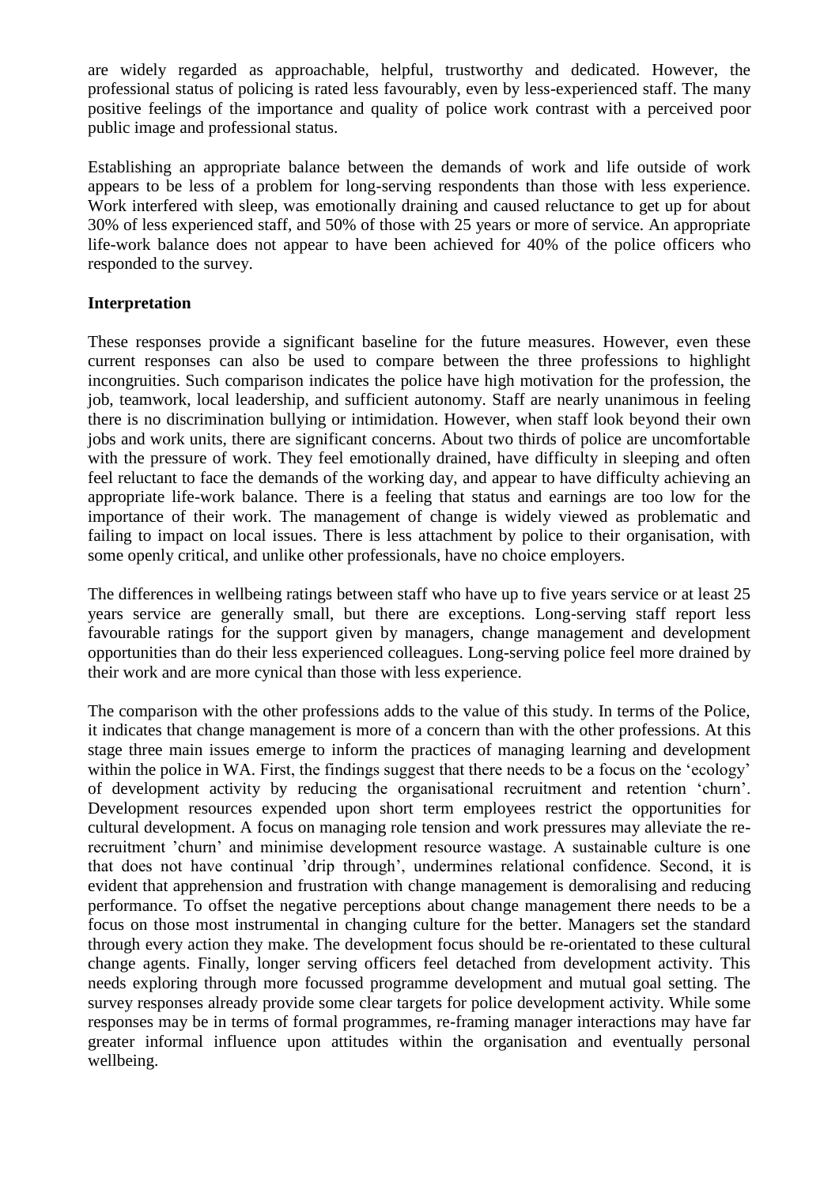are widely regarded as approachable, helpful, trustworthy and dedicated. However, the professional status of policing is rated less favourably, even by less-experienced staff. The many positive feelings of the importance and quality of police work contrast with a perceived poor public image and professional status.

Establishing an appropriate balance between the demands of work and life outside of work appears to be less of a problem for long-serving respondents than those with less experience. Work interfered with sleep, was emotionally draining and caused reluctance to get up for about 30% of less experienced staff, and 50% of those with 25 years or more of service. An appropriate life-work balance does not appear to have been achieved for 40% of the police officers who responded to the survey.

**Interpretation**

These responses provide a significant baseline for the future measures. However, even these current responses can also be used to compare between the three professions to highlight incongruities. Such comparison indicates the police have high motivation for the profession, the job, teamwork, local leadership, and sufficient autonomy. Staff are nearly unanimous in feeling there is no discrimination bullying or intimidation. However, when staff look beyond their own jobs and work units, there are significant concerns. About two thirds of police are uncomfortable with the pressure of work. They feel emotionally drained, have difficulty in sleeping and often feel reluctant to face the demands of the working day, and appear to have difficulty achieving an appropriate life-work balance. There is a feeling that status and earnings are too low for the importance of their work. The management of change is widely viewed as problematic and failing to impact on local issues. There is less attachment by police to their organisation, with some openly critical, and unlike other professionals, have no choice employers.

The differences in wellbeing ratings between staff who have up to five years service or at least 25 years service are generally small, but there are exceptions. Long-serving staff report less favourable ratings for the support given by managers, change management and development opportunities than do their less experienced colleagues. Long-serving police feel more drained by their work and are more cynical than those with less experience.

The comparison with the other professions adds to the value of this study. In terms of the Police, it indicates that change management is more of a concern than with the other professions. At this stage three main issues emerge to inform the practices of managing learning and development within the police in WA. First, the findings suggest that there needs to be a focus on the 'ecology' of development activity by reducing the organisational recruitment and retention 'churn'. Development resources expended upon short term employees restrict the opportunities for cultural development. A focus on managing role tension and work pressures may alleviate the re-recruitment 'churn' and minimise development resource wastage. A sustainable culture is one that does not have continual 'drip through', undermines relational confidence. Second, it is evident that apprehension and frustration with change management is demoralising and reducing performance. To offset the negative perceptions about change management there needs to be a focus on those most instrumental in changing culture for the better. Managers set the standard through every action they make. The development focus should be re-orientated to these cultural change agents. Finally, longer serving officers feel detached from development activity. This needs exploring through more focussed programme development and mutual goal setting. The survey responses already provide some clear targets for police development activity. While some responses may be in terms of formal programmes, re-framing manager interactions may have far greater informal influence upon attitudes within the organisation and eventually personal wellbeing.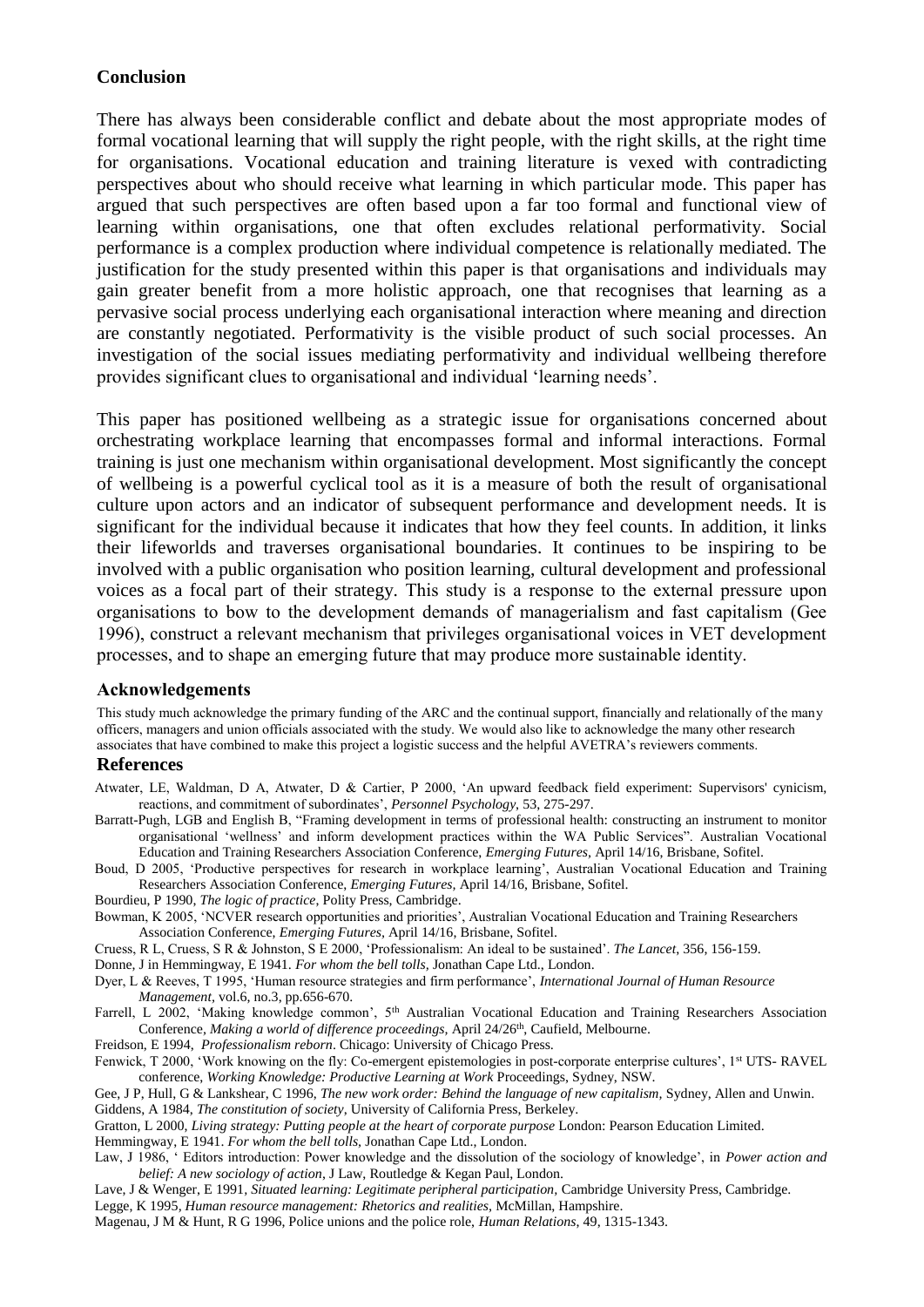## Conclusion

There has always been considerable conflict and debate about the most appropriate modes of formal vocational learning that will supply the right people, with the right skills, at the right time for organisations. Vocational education and training literature is vexed with contradicting perspectives about who should receive what learning in which particular mode. This paper has argued that such perspectives are often based upon a far too formal and functional view of learning within organisations, one that often excludes relational performativity. Social performance is a complex production where individual competence is relationally mediated. The justification for the study presented within this paper is that organisations and individuals may gain greater benefit from a more holistic approach, one that recognises that learning as a pervasive social process underlying each organisational interaction where meaning and direction are constantly negotiated. Performativity is the visible product of such social processes. An investigation of the social issues mediating performativity and individual wellbeing therefore provides significant clues to organisational and individual 'learning needs'.

This paper has positioned wellbeing as a strategic issue for organisations concerned about orchestrating workplace learning that encompasses formal and informal interactions. Formal training is just one mechanism within organisational development. Most significantly the concept of wellbeing is a powerful cyclical tool as it is a measure of both the result of organisational culture upon actors and an indicator of subsequent performance and development needs. It is significant for the individual because it indicates that how they feel counts. In addition, it links their lifeworlds and traverses organisational boundaries. It continues to be inspiring to be involved with a public organisation who position learning, cultural development and professional voices as a focal part of their strategy. This study is a response to the external pressure upon organisations to bow to the development demands of managerialism and fast capitalism (Gee 1996), construct a relevant mechanism that privileges organisational voices in VET development processes, and to shape an emerging future that may produce more sustainable identity.

### Acknowledgements

This study much acknowledge the primary funding of the ARC and the continual support, financially and relationally of the many officers, managers and union officials associated with the study. We would also like to acknowledge the many other research associates that have combined to make this project a logistic success and the helpful AVETRA's reviewers comments.

### References

Atwater, LE, Waldman, D A, Atwater, D & Cartier, P 2000, 'An upward feedback field experiment: Supervisors' cynicism, reactions, and commitment of subordinates', *Personnel Psychology*, 53, 275-297.

Barratt-Pugh, LGB and English B, "Framing development in terms of professional health: constructing an instrument to monitor organisational 'wellness' and inform development practices within the WA Public Services". Australian Vocational Education and Training Researchers Association Conference, *Emerging Futures*, April 14/16, Brisbane, Sofitel.

Boud, D 2005, 'Productive perspectives for research in workplace learning', Australian Vocational Education and Training Researchers Association Conference, *Emerging Futures,* April 14/16, Brisbane, Sofitel.

Bourdieu, P 1990, *The logic of practice*, Polity Press, Cambridge.

Bowman, K 2005, 'NCVER research opportunities and priorities', Australian Vocational Education and Training Researchers Association Conference, *Emerging Futures*, April 14/16, Brisbane, Sofitel.

Cruess, R L, Cruess, S R & Johnston, S E 2000, 'Professionalism: An ideal to be sustained'. *The Lancet*, 356, 156-159.

Donne, J in Hemmingway, E 1941. *For whom the bell tolls*, Jonathan Cape Ltd., London.

Dyer, L & Reeves, T 1995, 'Human resource strategies and firm performance', *International Journal of Human Resource Management*, vol.6, no.3, pp.656-670.

Farrell, L 2002, 'Making knowledge common', 5th Australian Vocational Education and Training Researchers Association Conference, *Making a world of difference proceedings,* April 24/26th, Caufield, Melbourne.

Freidson, E 1994, *Professionalism reborn*. Chicago: University of Chicago Press.

Fenwick, T 2000, 'Work knowing on the fly: Co-emergent epistemologies in post-corporate enterprise cultures', 1st UTS- RAVEL conference, *Working Knowledge: Productive Learning at Work* Proceedings, Sydney, NSW.

Gee, J P, Hull, G & Lankshear, C 1996, *The new work order: Behind the language of new capitalism*, Sydney, Allen and Unwin.

Giddens, A 1984, *The constitution of society*, University of California Press, Berkeley.

Gratton, L 2000, *Living strategy: Putting people at the heart of corporate purpose* London: Pearson Education Limited.

Hemmingway, E 1941. *For whom the bell tolls*, Jonathan Cape Ltd., London.

Law, J 1986, ' Editors introduction: Power knowledge and the dissolution of the sociology of knowledge', in *Power action and belief: A new sociology of action*, J Law, Routledge & Kegan Paul, London.

Lave, J & Wenger, E 1991, *Situated learning: Legitimate peripheral participation*, Cambridge University Press, Cambridge.

Legge, K 1995, *Human resource management: Rhetorics and realities,* McMillan, Hampshire.

Magenau, J M & Hunt, R G 1996, Police unions and the police role, *Human Relations*, 49, 1315-1343.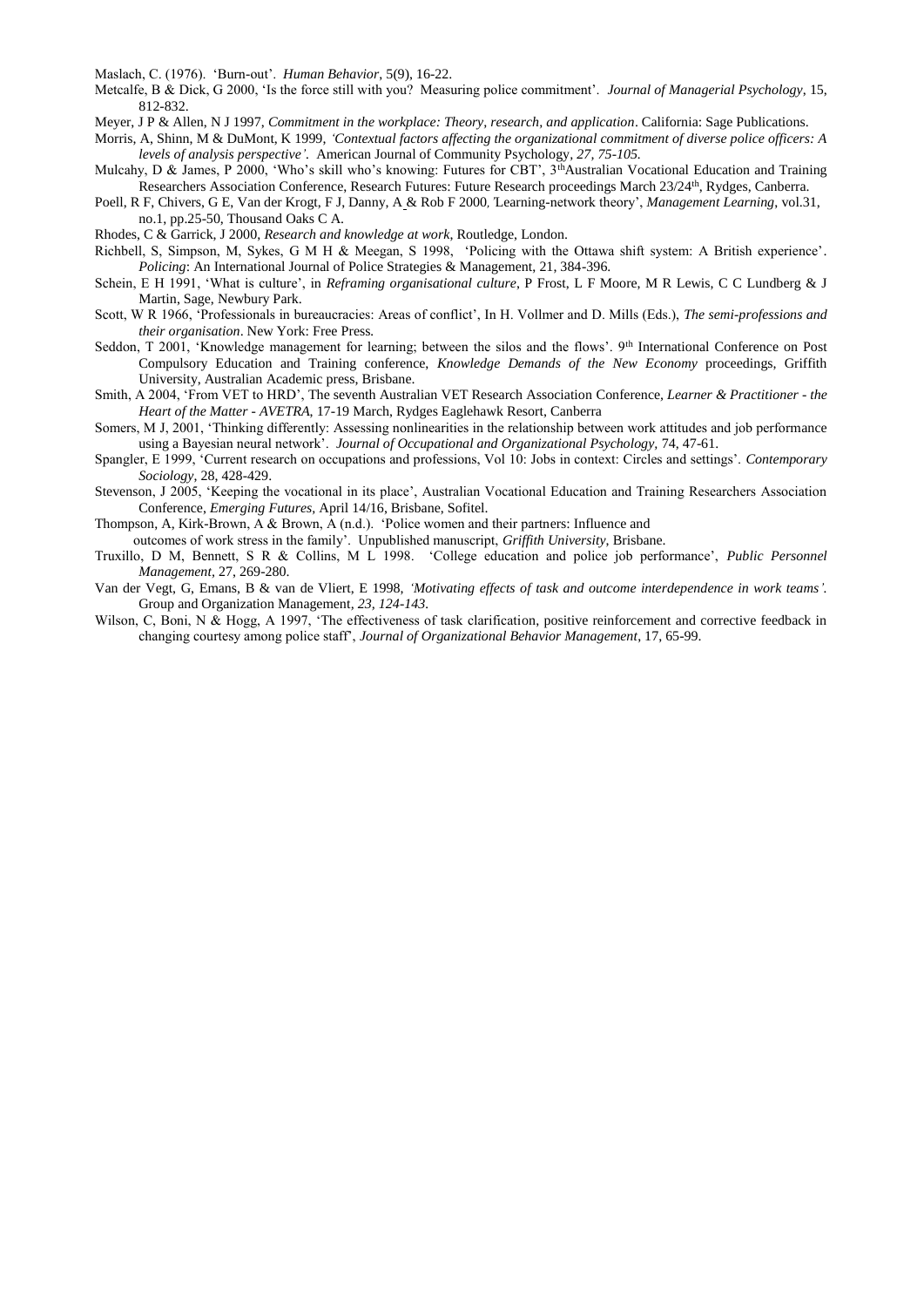Maslach, C. (1976). 'Burn-out'. *Human Behavior*, 5(9), 16-22.

Metcalfe, B & Dick, G 2000, 'Is the force still with you? Measuring police commitment'. *Journal of Managerial Psychology*, 15, 812-832.

Meyer, J P & Allen, N J 1997, *Commitment in the workplace: Theory, research, and application*. California: Sage Publications.

Morris, A, Shinn, M & DuMont, K 1999, *'Contextual factors affecting the organizational commitment of diverse police officers: A levels of analysis perspective'.* American Journal of Community Psychology, *27, 75-105.*

Mulcahy, D & James, P 2000, 'Who's skill who's knowing: Futures for CBT', 3[th]Australian Vocational Education and Training Researchers Association Conference, Research Futures: Future Research proceedings March 23/24[th], Rydges, Canberra.

Poell, R F, Chivers, G E, Van der Krogt, F J, Danny, A & Rob F 2000, 'Learning-network theory', *Management Learning*, vol.31, no.1, pp.25-50, Thousand Oaks C A.

Rhodes, C & Garrick, J 2000, *Research and knowledge at work*, Routledge, London.

Richbell, S, Simpson, M, Sykes, G M H & Meegan, S 1998, 'Policing with the Ottawa shift system: A British experience'. *Policing*: An International Journal of Police Strategies & Management, 21, 384-396.

Schein, E H 1991, 'What is culture', in *Reframing organisational culture*, P Frost, L F Moore, M R Lewis, C C Lundberg & J Martin, Sage, Newbury Park.

Scott, W R 1966, 'Professionals in bureaucracies: Areas of conflict', In H. Vollmer and D. Mills (Eds.), *The semi-professions and their organisation*. New York: Free Press.

Seddon, T 2001, 'Knowledge management for learning; between the silos and the flows'. 9[th] International Conference on Post Compulsory Education and Training conference, *Knowledge Demands of the New Economy* proceedings, Griffith University, Australian Academic press, Brisbane.

Smith, A 2004, 'From VET to HRD', The seventh Australian VET Research Association Conference, *Learner & Practitioner - the Heart of the Matter - AVETRA*, 17-19 March, Rydges Eaglehawk Resort, Canberra

Somers, M J, 2001, 'Thinking differently: Assessing nonlinearities in the relationship between work attitudes and job performance using a Bayesian neural network'. *Journal of Occupational and Organizational Psychology*, 74, 47-61.

Spangler, E 1999, 'Current research on occupations and professions, Vol 10: Jobs in context: Circles and settings'. *Contemporary Sociology*, 28, 428-429.

Stevenson, J 2005, 'Keeping the vocational in its place', Australian Vocational Education and Training Researchers Association Conference, *Emerging Futures*, April 14/16, Brisbane, Sofitel.

Thompson, A, Kirk-Brown, A & Brown, A (n.d.). 'Police women and their partners: Influence and outcomes of work stress in the family'. Unpublished manuscript, *Griffith University*, Brisbane.

Truxillo, D M, Bennett, S R & Collins, M L 1998. 'College education and police job performance', *Public Personnel Management*, 27, 269-280.

Van der Vegt, G, Emans, B & van de Vliert, E 1998, *'Motivating effects of task and outcome interdependence in work teams'.* Group and Organization Management, *23, 124-143.*

Wilson, C, Boni, N & Hogg, A 1997, 'The effectiveness of task clarification, positive reinforcement and corrective feedback in changing courtesy among police staff', *Journal of Organizational Behavior Management*, 17, 65-99.